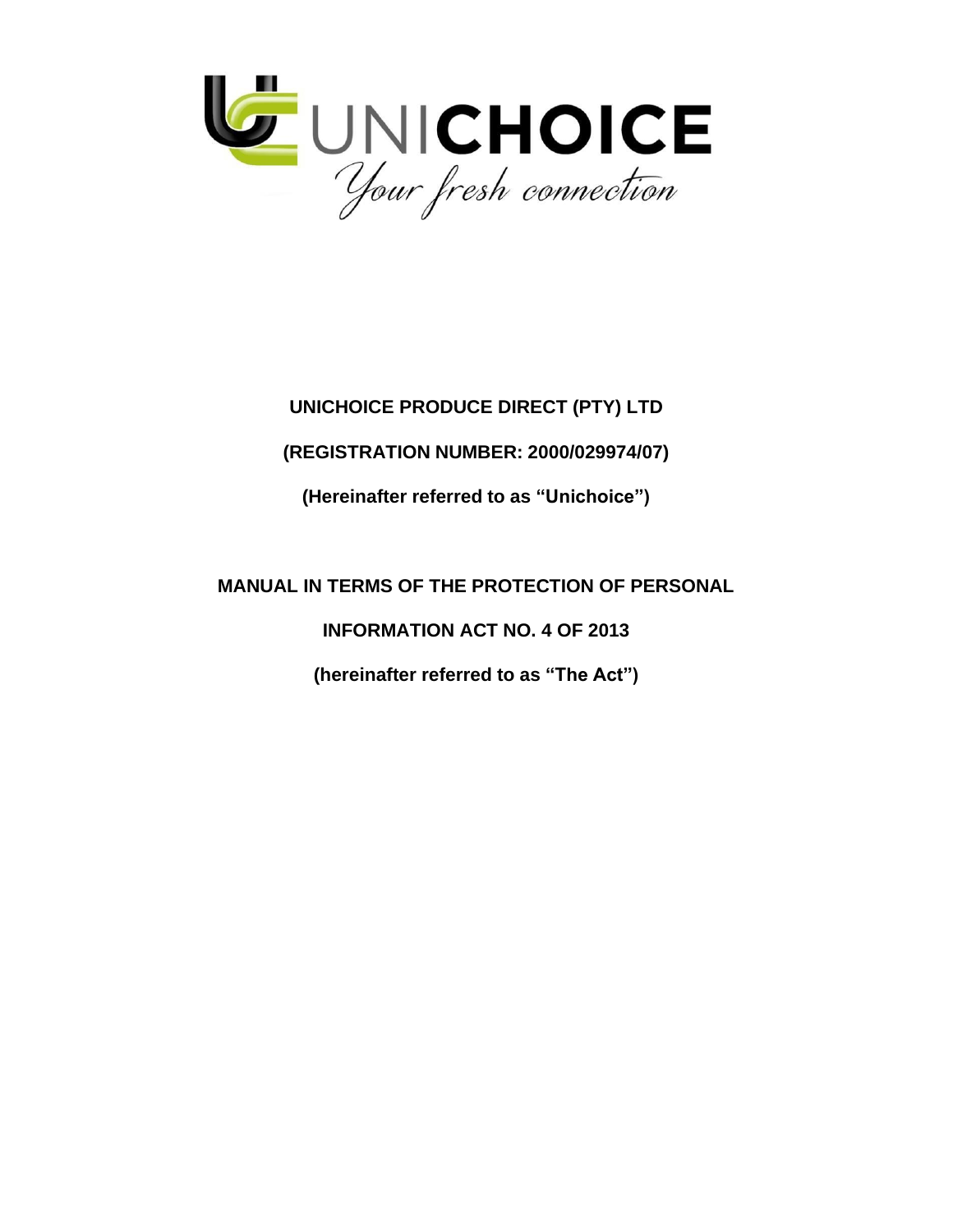**UNICHOICE PRODUCE DIRECT (PTY) LTD**

**(REGISTRATION NUMBER: 2000/029974/07)**

**(Hereinafter referred to as "Unichoice")**

**MANUAL IN TERMS OF THE PROTECTION OF PERSONAL INFORMATION ACT NO. 4 OF 2013**

**(hereinafter referred to as "The Act")**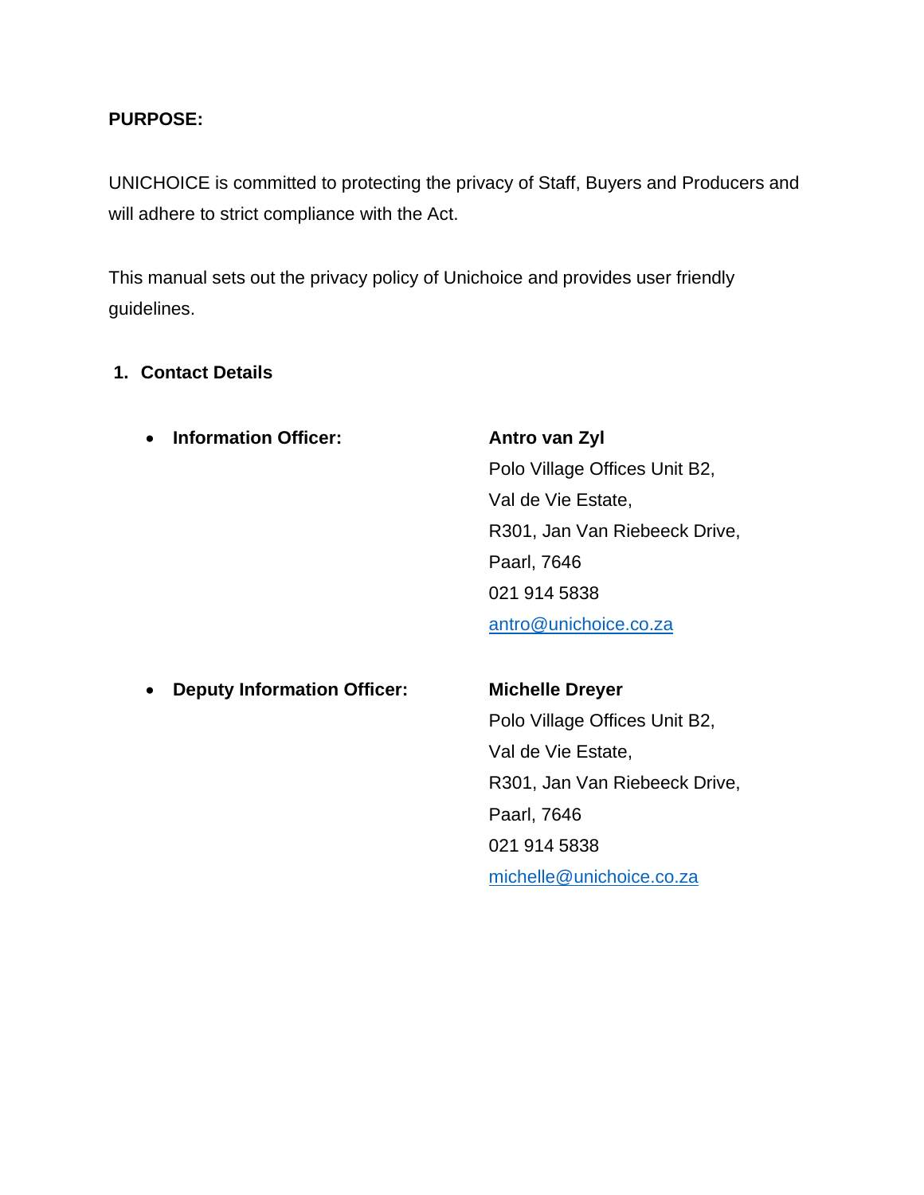**PURPOSE:**

UNICHOICE is committed to protecting the privacy of Staff, Buyers and Producers and will adhere to strict compliance with the Act.

This manual sets out the privacy policy of Unichoice and provides user friendly guidelines.

## 1. Contact Details

- **Information Officer:**

  **Antro van Zyl**
  Polo Village Offices Unit B2,
  Val de Vie Estate,
  R301, Jan Van Riebeeck Drive,
  Paarl, 7646
  021 914 5838
  antro@unichoice.co.za

- **Deputy Information Officer:**

  **Michelle Dreyer**
  Polo Village Offices Unit B2,
  Val de Vie Estate,
  R301, Jan Van Riebeeck Drive,
  Paarl, 7646
  021 914 5838
  michelle@unichoice.co.za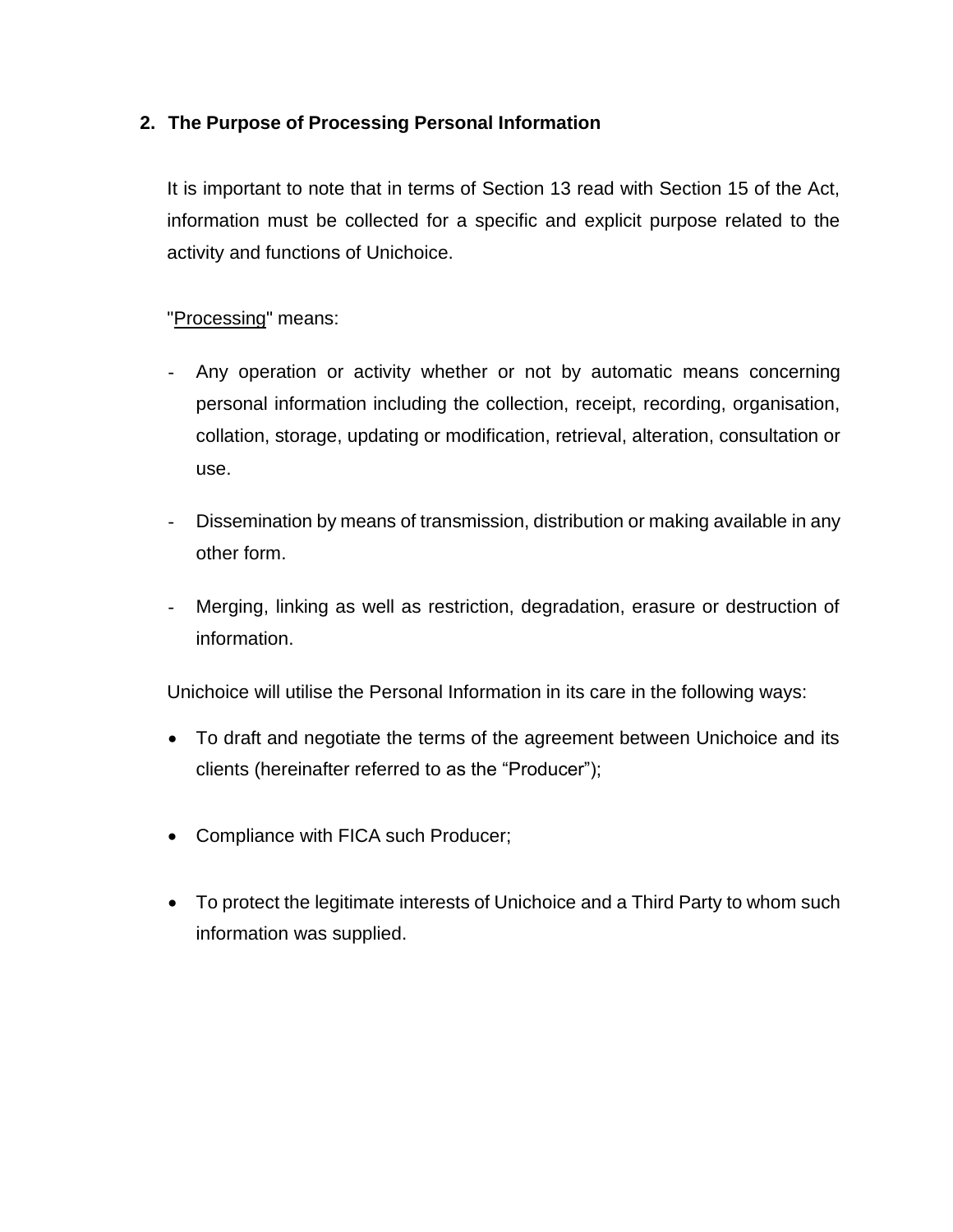## 2. The Purpose of Processing Personal Information

It is important to note that in terms of Section 13 read with Section 15 of the Act, information must be collected for a specific and explicit purpose related to the activity and functions of Unichoice.

"Processing" means:

- Any operation or activity whether or not by automatic means concerning personal information including the collection, receipt, recording, organisation, collation, storage, updating or modification, retrieval, alteration, consultation or use.
- Dissemination by means of transmission, distribution or making available in any other form.
- Merging, linking as well as restriction, degradation, erasure or destruction of information.

Unichoice will utilise the Personal Information in its care in the following ways:

- To draft and negotiate the terms of the agreement between Unichoice and its clients (hereinafter referred to as the "Producer");
- Compliance with FICA such Producer;
- To protect the legitimate interests of Unichoice and a Third Party to whom such information was supplied.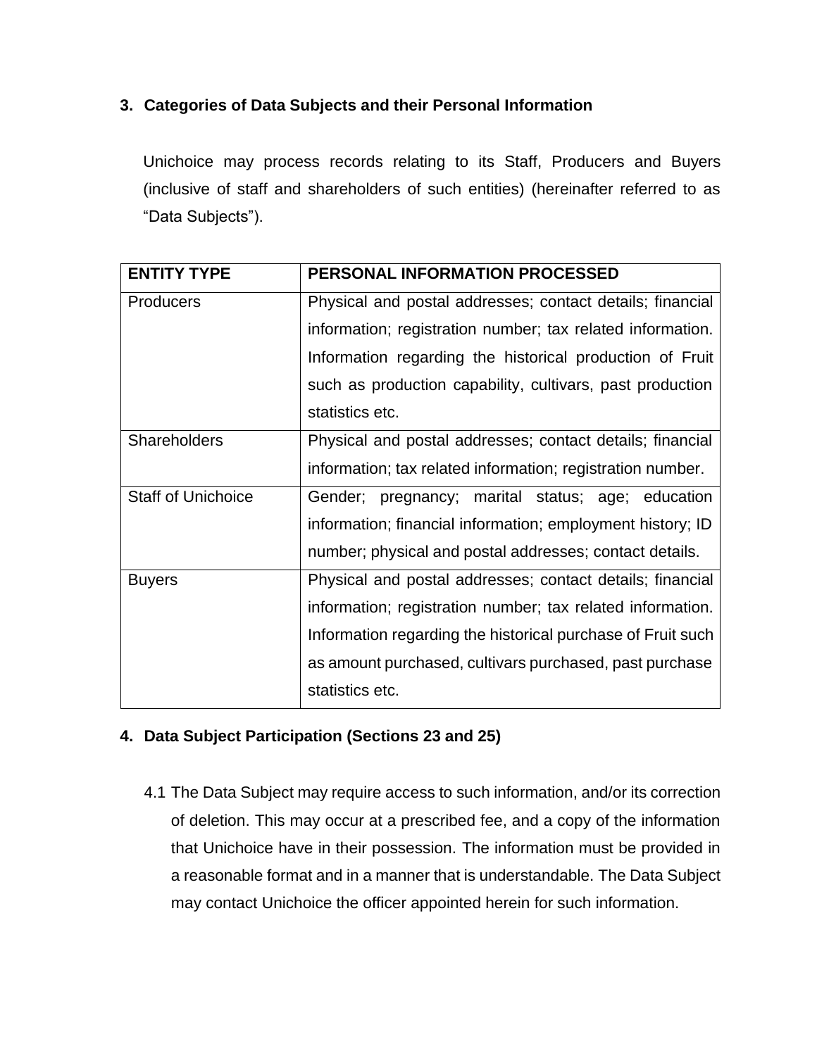## 3. Categories of Data Subjects and their Personal Information

Unichoice may process records relating to its Staff, Producers and Buyers (inclusive of staff and shareholders of such entities) (hereinafter referred to as "Data Subjects").

| ENTITY TYPE | PERSONAL INFORMATION PROCESSED |
| --- | --- |
| Producers | Physical and postal addresses; contact details; financial information; registration number; tax related information. Information regarding the historical production of Fruit such as production capability, cultivars, past production statistics etc. |
| Shareholders | Physical and postal addresses; contact details; financial information; tax related information; registration number. |
| Staff of Unichoice | Gender; pregnancy; marital status; age; education information; financial information; employment history; ID number; physical and postal addresses; contact details. |
| Buyers | Physical and postal addresses; contact details; financial information; registration number; tax related information. Information regarding the historical purchase of Fruit such as amount purchased, cultivars purchased, past purchase statistics etc. |

## 4. Data Subject Participation (Sections 23 and 25)

4.1 The Data Subject may require access to such information, and/or its correction of deletion. This may occur at a prescribed fee, and a copy of the information that Unichoice have in their possession. The information must be provided in a reasonable format and in a manner that is understandable. The Data Subject may contact Unichoice the officer appointed herein for such information.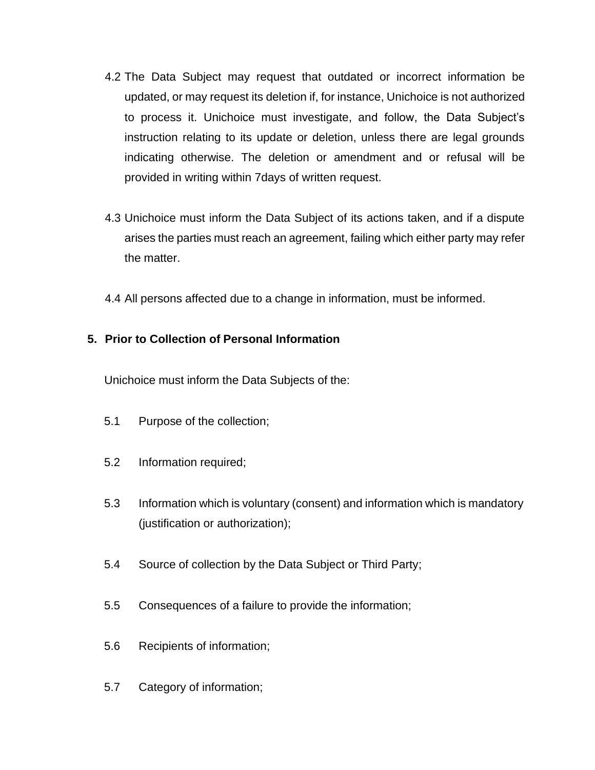4.2 The Data Subject may request that outdated or incorrect information be updated, or may request its deletion if, for instance, Unichoice is not authorized to process it. Unichoice must investigate, and follow, the Data Subject's instruction relating to its update or deletion, unless there are legal grounds indicating otherwise. The deletion or amendment and or refusal will be provided in writing within 7days of written request.

4.3 Unichoice must inform the Data Subject of its actions taken, and if a dispute arises the parties must reach an agreement, failing which either party may refer the matter.

4.4 All persons affected due to a change in information, must be informed.

## 5. Prior to Collection of Personal Information

Unichoice must inform the Data Subjects of the:

5.1 Purpose of the collection;

5.2 Information required;

5.3 Information which is voluntary (consent) and information which is mandatory (justification or authorization);

5.4 Source of collection by the Data Subject or Third Party;

5.5 Consequences of a failure to provide the information;

5.6 Recipients of information;

5.7 Category of information;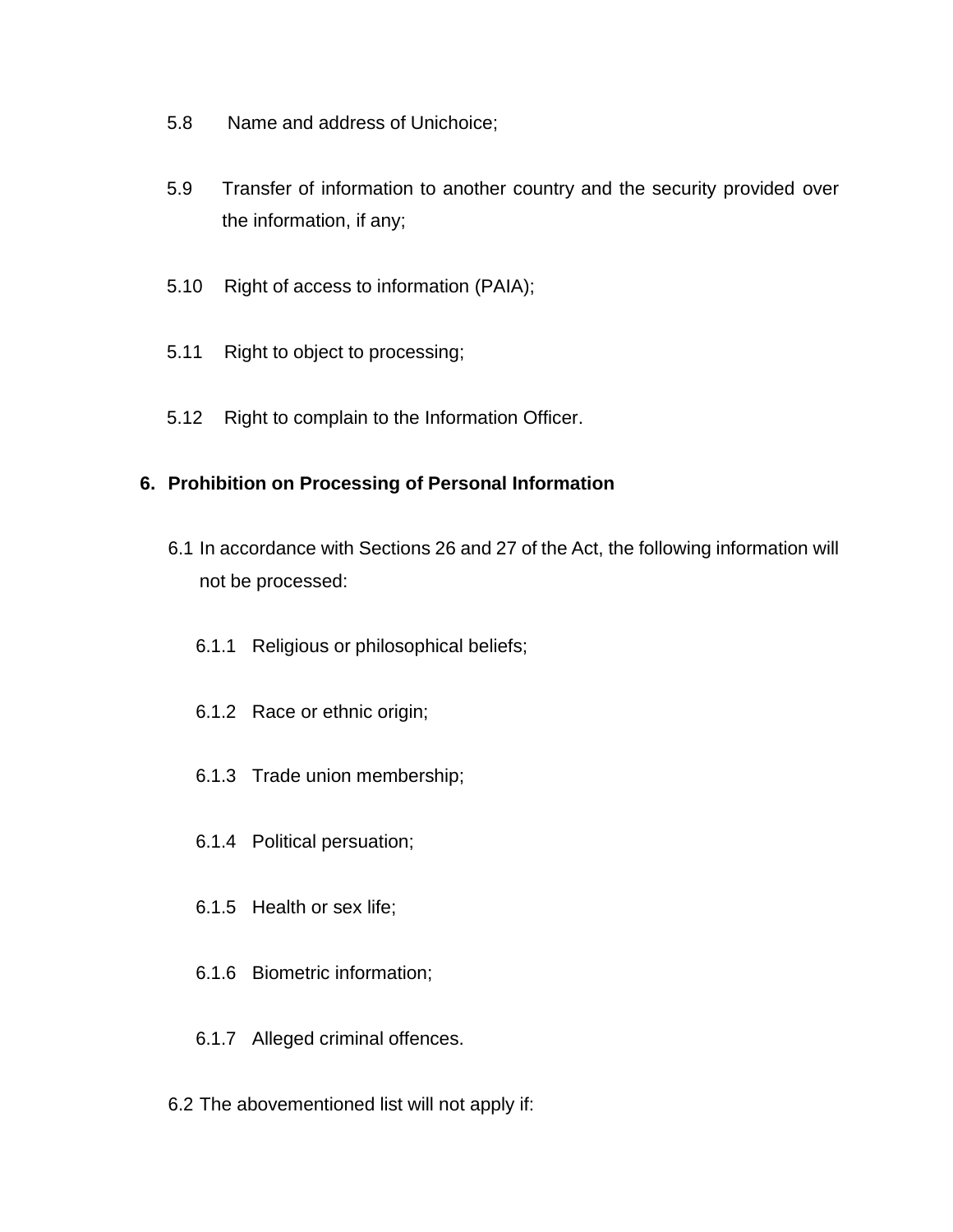5.8 Name and address of Unichoice;

5.9 Transfer of information to another country and the security provided over the information, if any;

5.10 Right of access to information (PAIA);

5.11 Right to object to processing;

5.12 Right to complain to the Information Officer.

## 6. Prohibition on Processing of Personal Information

6.1 In accordance with Sections 26 and 27 of the Act, the following information will not be processed:

6.1.1 Religious or philosophical beliefs;

6.1.2 Race or ethnic origin;

6.1.3 Trade union membership;

6.1.4 Political persuation;

6.1.5 Health or sex life;

6.1.6 Biometric information;

6.1.7 Alleged criminal offences.

6.2 The abovementioned list will not apply if: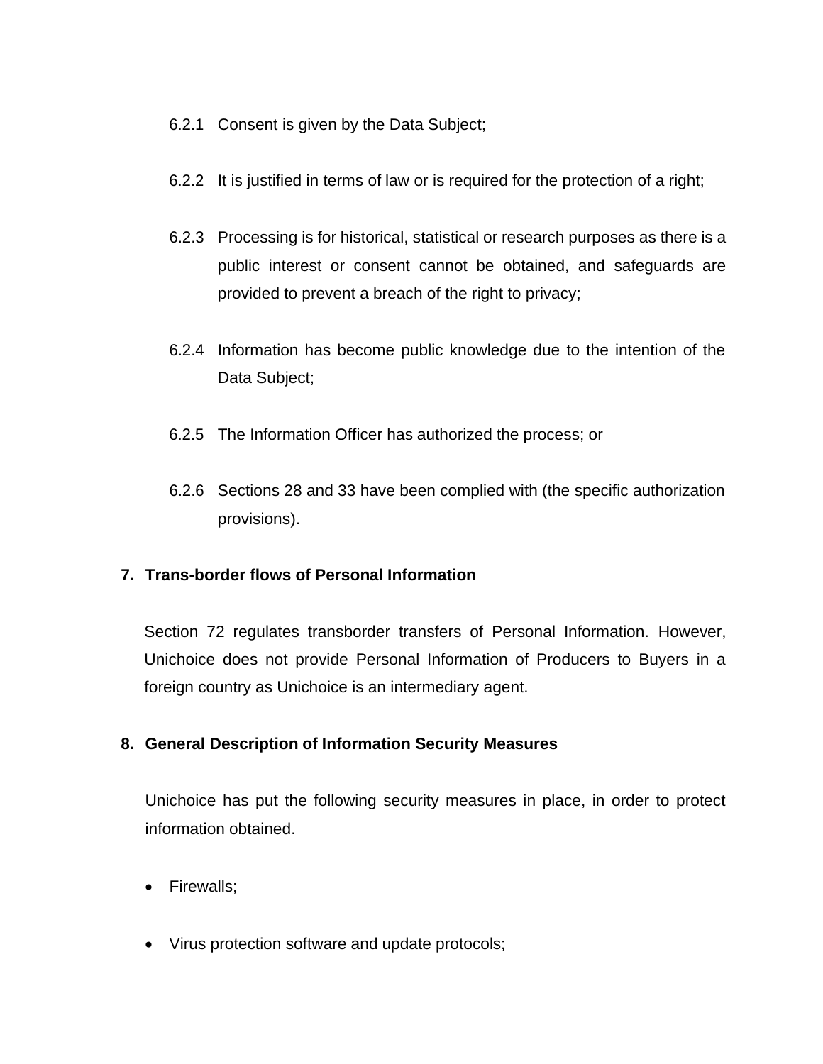6.2.1 Consent is given by the Data Subject;

6.2.2 It is justified in terms of law or is required for the protection of a right;

6.2.3 Processing is for historical, statistical or research purposes as there is a public interest or consent cannot be obtained, and safeguards are provided to prevent a breach of the right to privacy;

6.2.4 Information has become public knowledge due to the intention of the Data Subject;

6.2.5 The Information Officer has authorized the process; or

6.2.6 Sections 28 and 33 have been complied with (the specific authorization provisions).

## 7. Trans-border flows of Personal Information

Section 72 regulates transborder transfers of Personal Information. However, Unichoice does not provide Personal Information of Producers to Buyers in a foreign country as Unichoice is an intermediary agent.

## 8. General Description of Information Security Measures

Unichoice has put the following security measures in place, in order to protect information obtained.

- Firewalls;
- Virus protection software and update protocols;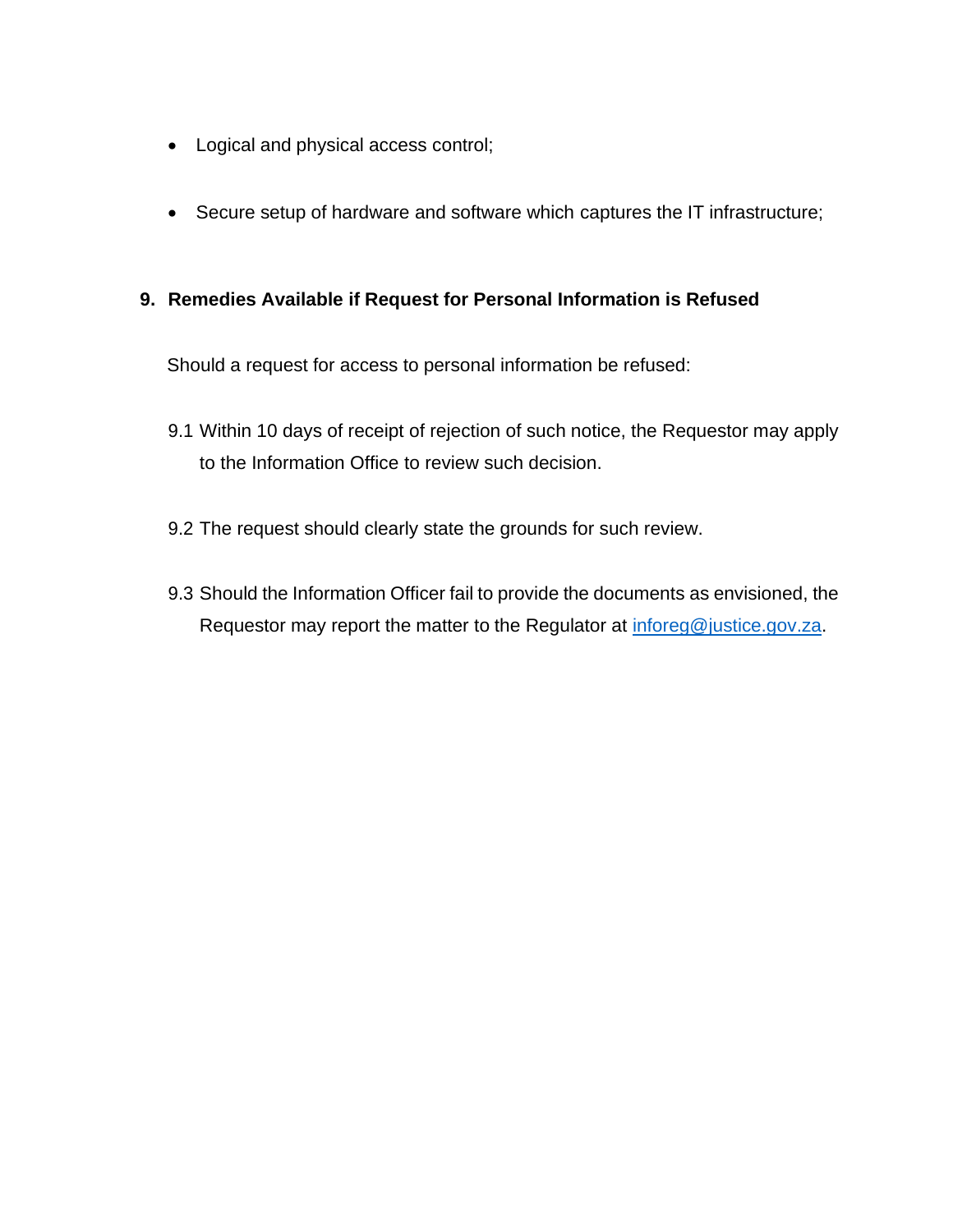- Logical and physical access control;
- Secure setup of hardware and software which captures the IT infrastructure;

## 9. Remedies Available if Request for Personal Information is Refused

Should a request for access to personal information be refused:

9.1 Within 10 days of receipt of rejection of such notice, the Requestor may apply to the Information Office to review such decision.

9.2 The request should clearly state the grounds for such review.

9.3 Should the Information Officer fail to provide the documents as envisioned, the Requestor may report the matter to the Regulator at inforeg@justice.gov.za.